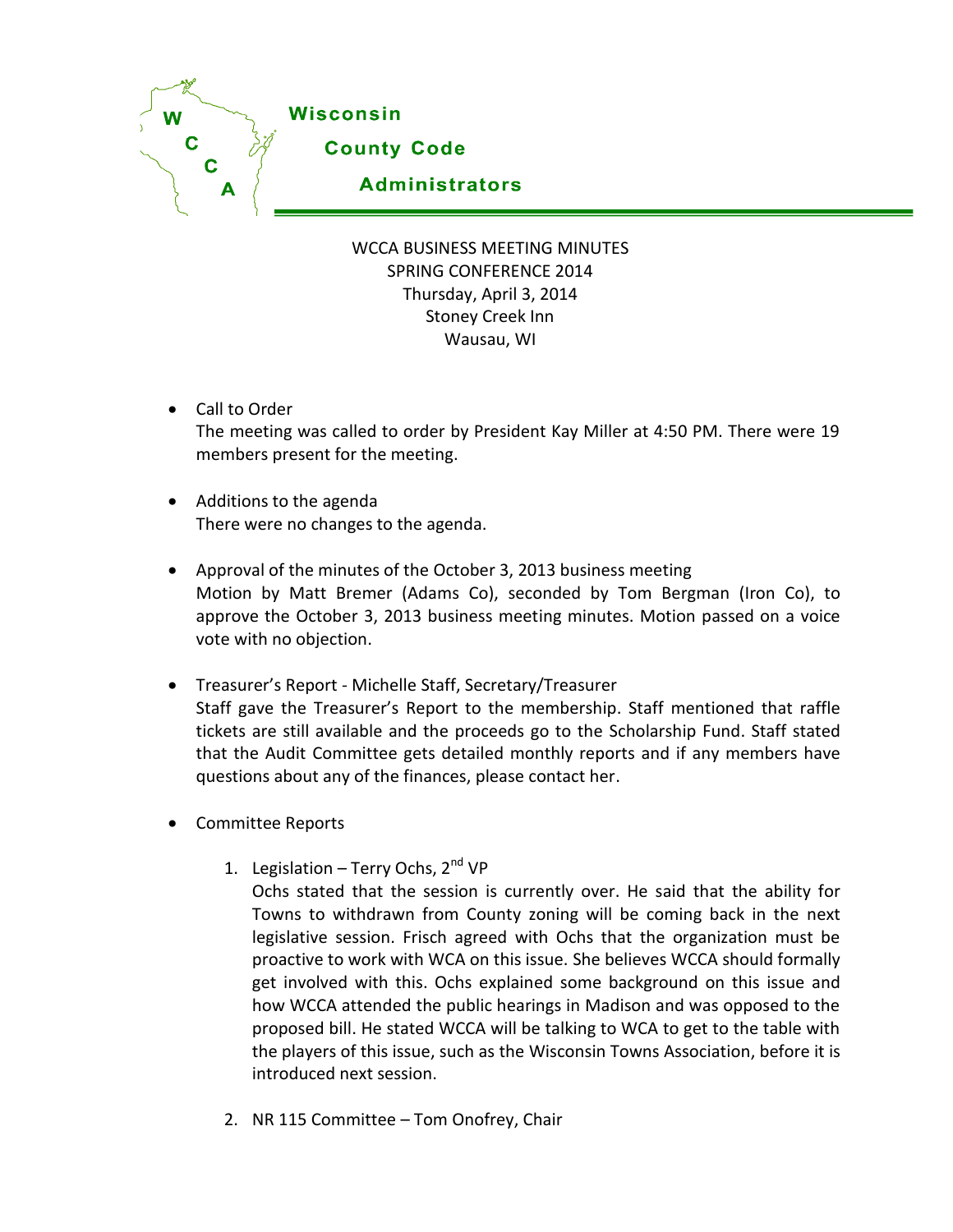**Wisconsin County Code Administrators**

WCCA BUSINESS MEETING MINUTES
SPRING CONFERENCE 2014
Thursday, April 3, 2014
Stoney Creek Inn
Wausau, WI

- Call to Order
  The meeting was called to order by President Kay Miller at 4:50 PM. There were 19 members present for the meeting.

- Additions to the agenda
  There were no changes to the agenda.

- Approval of the minutes of the October 3, 2013 business meeting
  Motion by Matt Bremer (Adams Co), seconded by Tom Bergman (Iron Co), to approve the October 3, 2013 business meeting minutes. Motion passed on a voice vote with no objection.

- Treasurer's Report - Michelle Staff, Secretary/Treasurer
  Staff gave the Treasurer's Report to the membership. Staff mentioned that raffle tickets are still available and the proceeds go to the Scholarship Fund. Staff stated that the Audit Committee gets detailed monthly reports and if any members have questions about any of the finances, please contact her.

- Committee Reports

  1. Legislation – Terry Ochs, 2nd VP
     Ochs stated that the session is currently over. He said that the ability for Towns to withdrawn from County zoning will be coming back in the next legislative session. Frisch agreed with Ochs that the organization must be proactive to work with WCA on this issue. She believes WCCA should formally get involved with this. Ochs explained some background on this issue and how WCCA attended the public hearings in Madison and was opposed to the proposed bill. He stated WCCA will be talking to WCA to get to the table with the players of this issue, such as the Wisconsin Towns Association, before it is introduced next session.

  2. NR 115 Committee – Tom Onofrey, Chair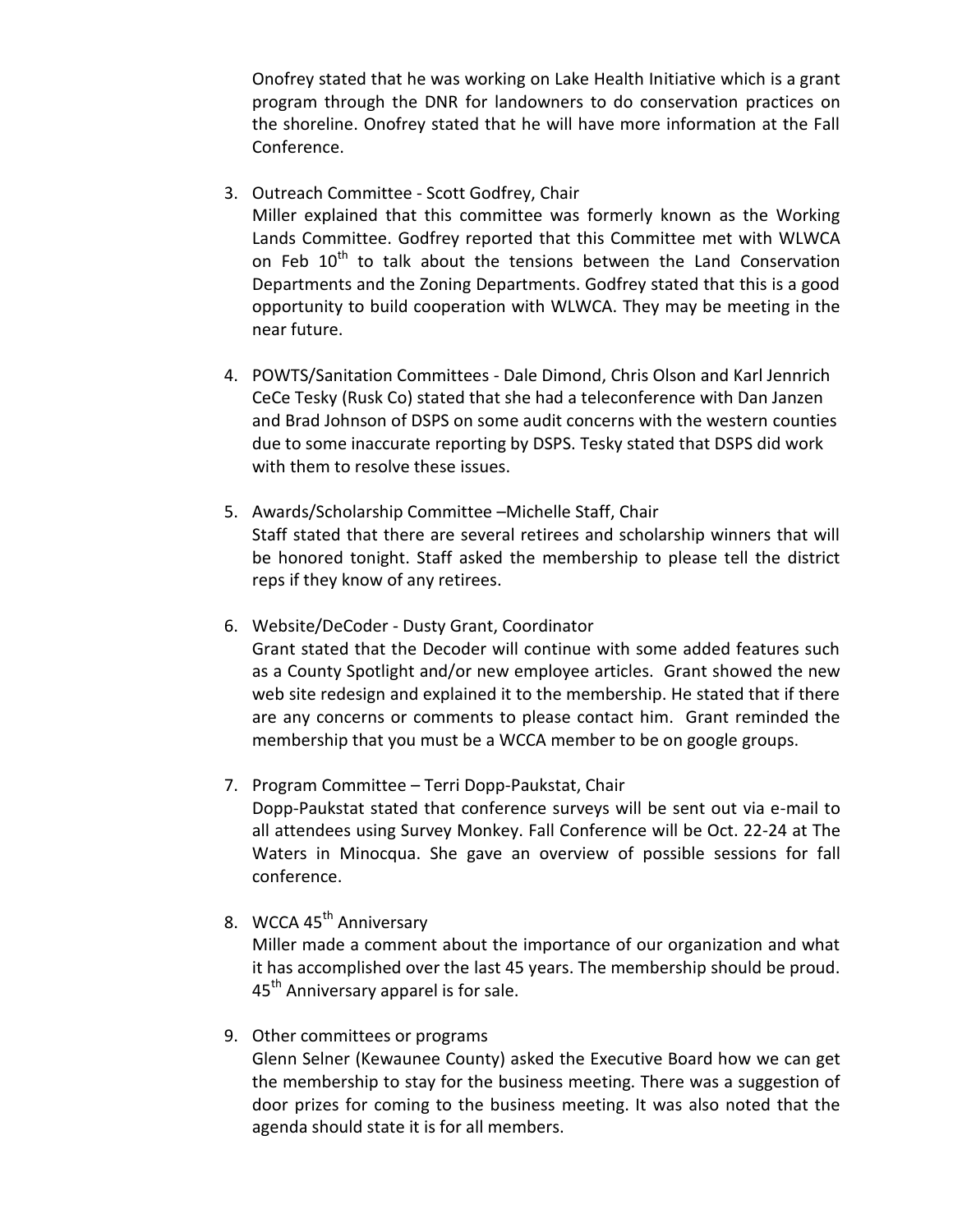Onofrey stated that he was working on Lake Health Initiative which is a grant program through the DNR for landowners to do conservation practices on the shoreline. Onofrey stated that he will have more information at the Fall Conference.

3. Outreach Committee - Scott Godfrey, Chair
   Miller explained that this committee was formerly known as the Working Lands Committee. Godfrey reported that this Committee met with WLWCA on Feb 10th to talk about the tensions between the Land Conservation Departments and the Zoning Departments. Godfrey stated that this is a good opportunity to build cooperation with WLWCA. They may be meeting in the near future.

4. POWTS/Sanitation Committees - Dale Dimond, Chris Olson and Karl Jennrich
   CeCe Tesky (Rusk Co) stated that she had a teleconference with Dan Janzen and Brad Johnson of DSPS on some audit concerns with the western counties due to some inaccurate reporting by DSPS. Tesky stated that DSPS did work with them to resolve these issues.

5. Awards/Scholarship Committee –Michelle Staff, Chair
   Staff stated that there are several retirees and scholarship winners that will be honored tonight. Staff asked the membership to please tell the district reps if they know of any retirees.

6. Website/DeCoder - Dusty Grant, Coordinator
   Grant stated that the Decoder will continue with some added features such as a County Spotlight and/or new employee articles. Grant showed the new web site redesign and explained it to the membership. He stated that if there are any concerns or comments to please contact him. Grant reminded the membership that you must be a WCCA member to be on google groups.

7. Program Committee – Terri Dopp-Paukstat, Chair
   Dopp-Paukstat stated that conference surveys will be sent out via e-mail to all attendees using Survey Monkey. Fall Conference will be Oct. 22-24 at The Waters in Minocqua. She gave an overview of possible sessions for fall conference.

8. WCCA 45th Anniversary
   Miller made a comment about the importance of our organization and what it has accomplished over the last 45 years. The membership should be proud. 45th Anniversary apparel is for sale.

9. Other committees or programs
   Glenn Selner (Kewaunee County) asked the Executive Board how we can get the membership to stay for the business meeting. There was a suggestion of door prizes for coming to the business meeting. It was also noted that the agenda should state it is for all members.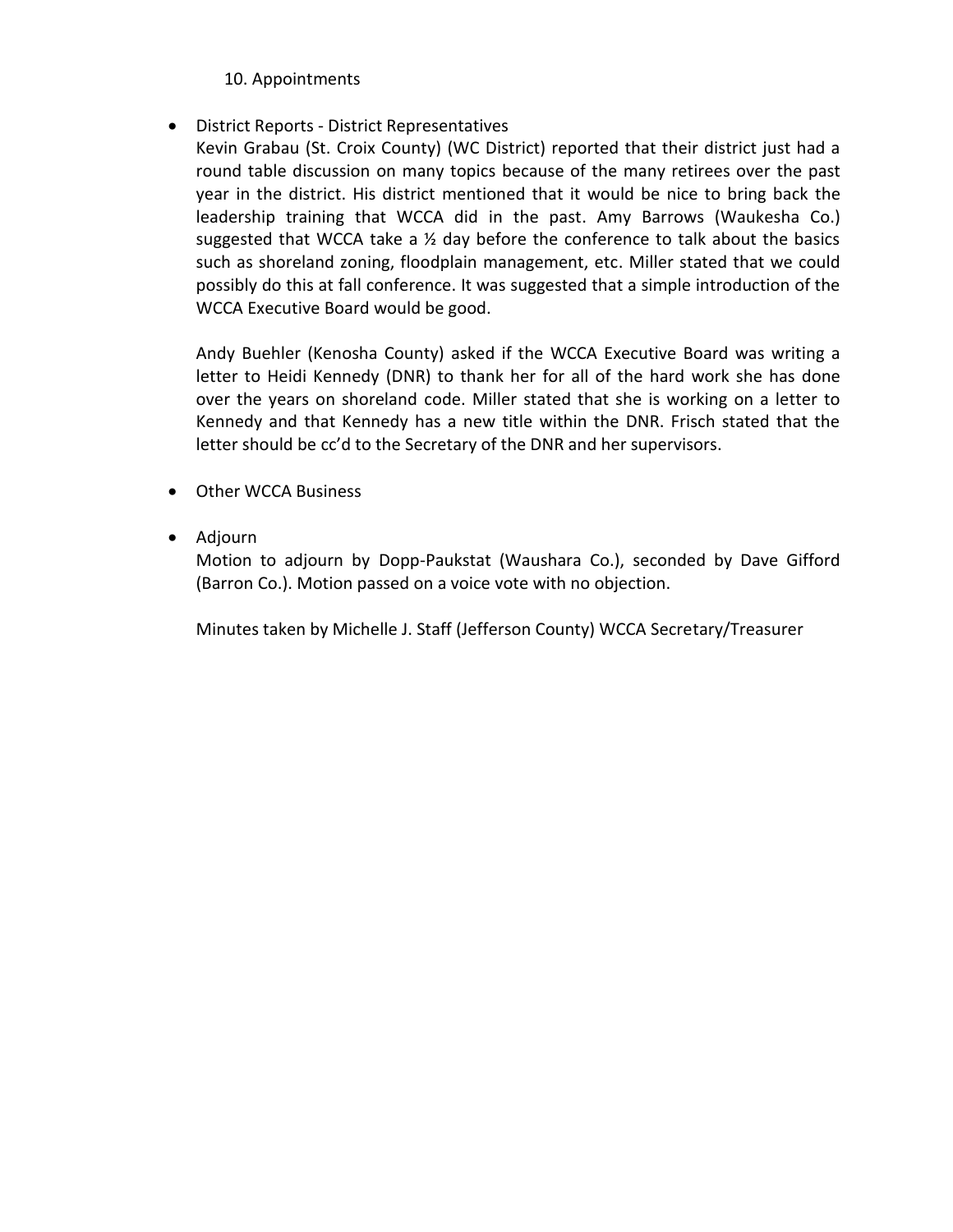10. Appointments

- District Reports - District Representatives

  Kevin Grabau (St. Croix County) (WC District) reported that their district just had a round table discussion on many topics because of the many retirees over the past year in the district. His district mentioned that it would be nice to bring back the leadership training that WCCA did in the past. Amy Barrows (Waukesha Co.) suggested that WCCA take a ½ day before the conference to talk about the basics such as shoreland zoning, floodplain management, etc. Miller stated that we could possibly do this at fall conference. It was suggested that a simple introduction of the WCCA Executive Board would be good.

  Andy Buehler (Kenosha County) asked if the WCCA Executive Board was writing a letter to Heidi Kennedy (DNR) to thank her for all of the hard work she has done over the years on shoreland code. Miller stated that she is working on a letter to Kennedy and that Kennedy has a new title within the DNR. Frisch stated that the letter should be cc'd to the Secretary of the DNR and her supervisors.

- Other WCCA Business

- Adjourn

  Motion to adjourn by Dopp-Paukstat (Waushara Co.), seconded by Dave Gifford (Barron Co.). Motion passed on a voice vote with no objection.

  Minutes taken by Michelle J. Staff (Jefferson County) WCCA Secretary/Treasurer